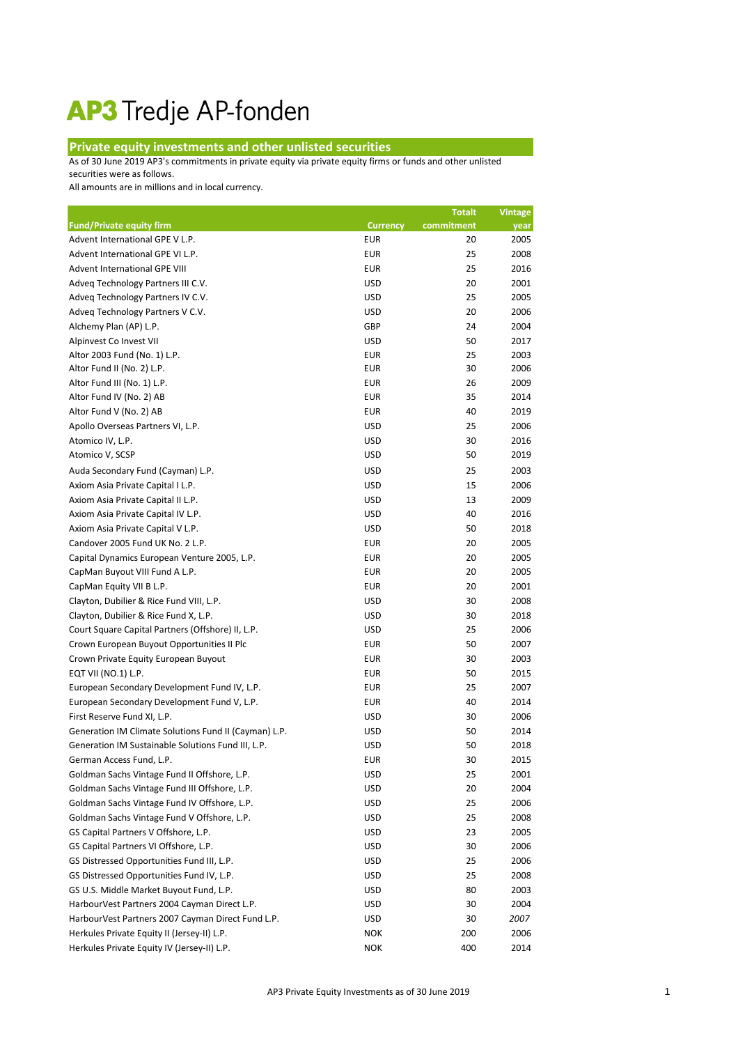# AP3 Tredje AP-fonden

## Private equity investments and other unlisted securities

As of 30 June 2019 AP3's commitments in private equity via private equity firms or funds and other unlisted securities were as follows.

All amounts are in millions and in local currency.

| Fund/Private equity firm | Currency | Totalt commitment | Vintage year |
|---|---|---|---|
| Advent International GPE V L.P. | EUR | 20 | 2005 |
| Advent International GPE VI L.P. | EUR | 25 | 2008 |
| Advent International GPE VIII | EUR | 25 | 2016 |
| Adveq Technology Partners III C.V. | USD | 20 | 2001 |
| Adveq Technology Partners IV C.V. | USD | 25 | 2005 |
| Adveq Technology Partners V C.V. | USD | 20 | 2006 |
| Alchemy Plan (AP) L.P. | GBP | 24 | 2004 |
| Alpinvest Co Invest VII | USD | 50 | 2017 |
| Altor 2003 Fund (No. 1) L.P. | EUR | 25 | 2003 |
| Altor Fund II (No. 2) L.P. | EUR | 30 | 2006 |
| Altor Fund III (No. 1) L.P. | EUR | 26 | 2009 |
| Altor Fund IV (No. 2) AB | EUR | 35 | 2014 |
| Altor Fund V (No. 2) AB | EUR | 40 | 2019 |
| Apollo Overseas Partners VI, L.P. | USD | 25 | 2006 |
| Atomico IV, L.P. | USD | 30 | 2016 |
| Atomico V, SCSP | USD | 50 | 2019 |
| Auda Secondary Fund (Cayman) L.P. | USD | 25 | 2003 |
| Axiom Asia Private Capital I L.P. | USD | 15 | 2006 |
| Axiom Asia Private Capital II L.P. | USD | 13 | 2009 |
| Axiom Asia Private Capital IV L.P. | USD | 40 | 2016 |
| Axiom Asia Private Capital V L.P. | USD | 50 | 2018 |
| Candover 2005 Fund UK No. 2 L.P. | EUR | 20 | 2005 |
| Capital Dynamics European Venture 2005, L.P. | EUR | 20 | 2005 |
| CapMan Buyout VIII Fund A L.P. | EUR | 20 | 2005 |
| CapMan Equity VII B L.P. | EUR | 20 | 2001 |
| Clayton, Dubilier & Rice Fund VIII, L.P. | USD | 30 | 2008 |
| Clayton, Dubilier & Rice Fund X, L.P. | USD | 30 | 2018 |
| Court Square Capital Partners (Offshore) II, L.P. | USD | 25 | 2006 |
| Crown European Buyout Opportunities II Plc | EUR | 50 | 2007 |
| Crown Private Equity European Buyout | EUR | 30 | 2003 |
| EQT VII (NO.1) L.P. | EUR | 50 | 2015 |
| European Secondary Development Fund IV, L.P. | EUR | 25 | 2007 |
| European Secondary Development Fund V, L.P. | EUR | 40 | 2014 |
| First Reserve Fund XI, L.P. | USD | 30 | 2006 |
| Generation IM Climate Solutions Fund II (Cayman) L.P. | USD | 50 | 2014 |
| Generation IM Sustainable Solutions Fund III, L.P. | USD | 50 | 2018 |
| German Access Fund, L.P. | EUR | 30 | 2015 |
| Goldman Sachs Vintage Fund II Offshore, L.P. | USD | 25 | 2001 |
| Goldman Sachs Vintage Fund III Offshore, L.P. | USD | 20 | 2004 |
| Goldman Sachs Vintage Fund IV Offshore, L.P. | USD | 25 | 2006 |
| Goldman Sachs Vintage Fund V Offshore, L.P. | USD | 25 | 2008 |
| GS Capital Partners V Offshore, L.P. | USD | 23 | 2005 |
| GS Capital Partners VI Offshore, L.P. | USD | 30 | 2006 |
| GS Distressed Opportunities Fund III, L.P. | USD | 25 | 2006 |
| GS Distressed Opportunities Fund IV, L.P. | USD | 25 | 2008 |
| GS U.S. Middle Market Buyout Fund, L.P. | USD | 80 | 2003 |
| HarbourVest Partners 2004 Cayman Direct L.P. | USD | 30 | 2004 |
| HarbourVest Partners 2007 Cayman Direct Fund L.P. | USD | 30 | *2007* |
| Herkules Private Equity II (Jersey-II) L.P. | NOK | 200 | 2006 |
| Herkules Private Equity IV (Jersey-II) L.P. | NOK | 400 | 2014 |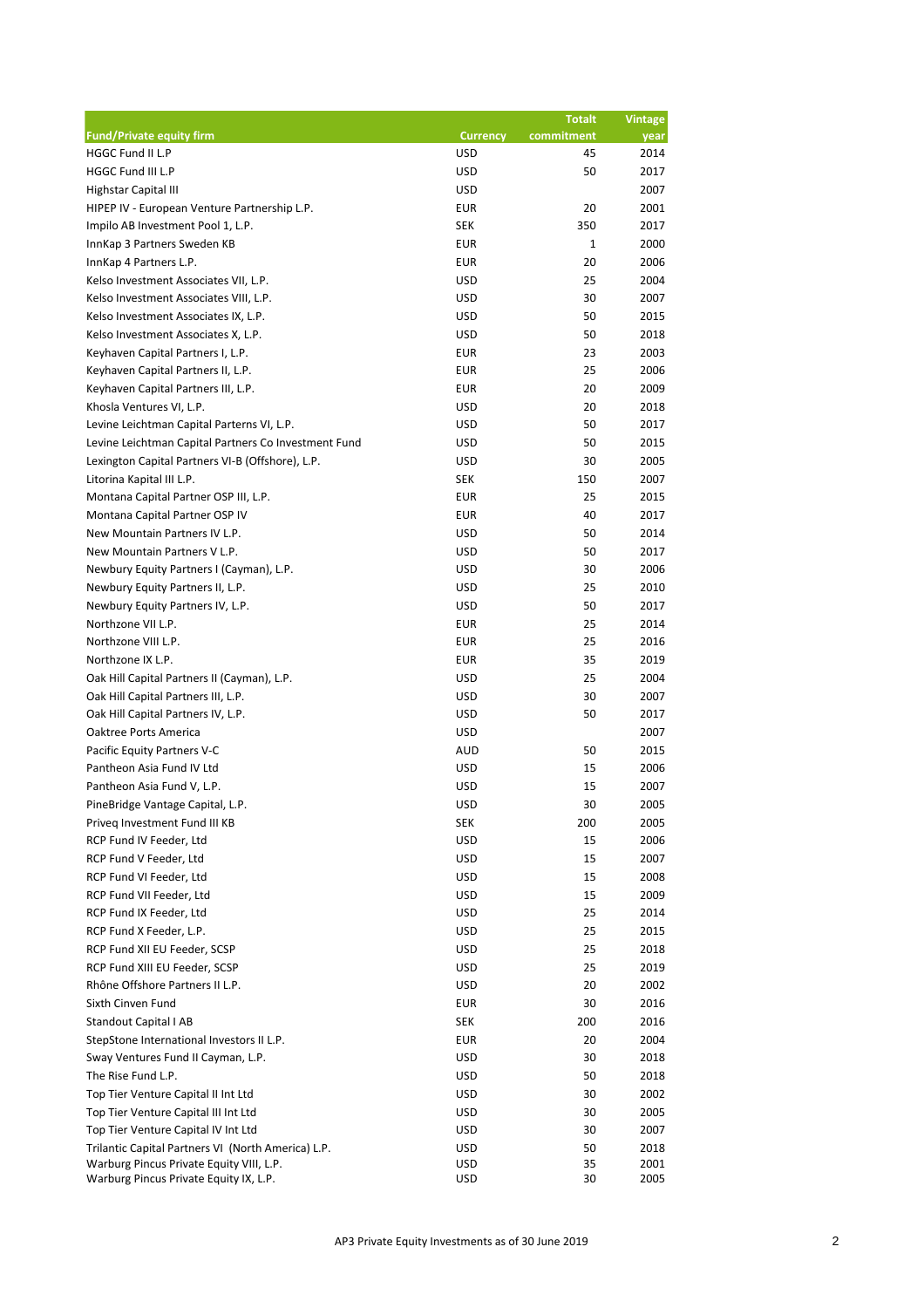| Fund/Private equity firm | Currency | Totalt commitment | Vintage year |
|---|---|---|---|
| HGGC Fund II L.P | USD | 45 | 2014 |
| HGGC Fund III L.P | USD | 50 | 2017 |
| Highstar Capital III | USD | | 2007 |
| HIPEP IV - European Venture Partnership L.P. | EUR | 20 | 2001 |
| Impilo AB Investment Pool 1, L.P. | SEK | 350 | 2017 |
| InnKap 3 Partners Sweden KB | EUR | 1 | 2000 |
| InnKap 4 Partners L.P. | EUR | 20 | 2006 |
| Kelso Investment Associates VII, L.P. | USD | 25 | 2004 |
| Kelso Investment Associates VIII, L.P. | USD | 30 | 2007 |
| Kelso Investment Associates IX, L.P. | USD | 50 | 2015 |
| Kelso Investment Associates X, L.P. | USD | 50 | 2018 |
| Keyhaven Capital Partners I, L.P. | EUR | 23 | 2003 |
| Keyhaven Capital Partners II, L.P. | EUR | 25 | 2006 |
| Keyhaven Capital Partners III, L.P. | EUR | 20 | 2009 |
| Khosla Ventures VI, L.P. | USD | 20 | 2018 |
| Levine Leichtman Capital Parterns VI, L.P. | USD | 50 | 2017 |
| Levine Leichtman Capital Partners Co Investment Fund | USD | 50 | 2015 |
| Lexington Capital Partners VI-B (Offshore), L.P. | USD | 30 | 2005 |
| Litorina Kapital III L.P. | SEK | 150 | 2007 |
| Montana Capital Partner OSP III, L.P. | EUR | 25 | 2015 |
| Montana Capital Partner OSP IV | EUR | 40 | 2017 |
| New Mountain Partners IV L.P. | USD | 50 | 2014 |
| New Mountain Partners V L.P. | USD | 50 | 2017 |
| Newbury Equity Partners I (Cayman), L.P. | USD | 30 | 2006 |
| Newbury Equity Partners II, L.P. | USD | 25 | 2010 |
| Newbury Equity Partners IV, L.P. | USD | 50 | 2017 |
| Northzone VII L.P. | EUR | 25 | 2014 |
| Northzone VIII L.P. | EUR | 25 | 2016 |
| Northzone IX L.P. | EUR | 35 | 2019 |
| Oak Hill Capital Partners II (Cayman), L.P. | USD | 25 | 2004 |
| Oak Hill Capital Partners III, L.P. | USD | 30 | 2007 |
| Oak Hill Capital Partners IV, L.P. | USD | 50 | 2017 |
| Oaktree Ports America | USD | | 2007 |
| Pacific Equity Partners V-C | AUD | 50 | 2015 |
| Pantheon Asia Fund IV Ltd | USD | 15 | 2006 |
| Pantheon Asia Fund V, L.P. | USD | 15 | 2007 |
| PineBridge Vantage Capital, L.P. | USD | 30 | 2005 |
| Priveq Investment Fund III KB | SEK | 200 | 2005 |
| RCP Fund IV Feeder, Ltd | USD | 15 | 2006 |
| RCP Fund V Feeder, Ltd | USD | 15 | 2007 |
| RCP Fund VI Feeder, Ltd | USD | 15 | 2008 |
| RCP Fund VII Feeder, Ltd | USD | 15 | 2009 |
| RCP Fund IX Feeder, Ltd | USD | 25 | 2014 |
| RCP Fund X Feeder, L.P. | USD | 25 | 2015 |
| RCP Fund XII EU Feeder, SCSP | USD | 25 | 2018 |
| RCP Fund XIII EU Feeder, SCSP | USD | 25 | 2019 |
| Rhône Offshore Partners II L.P. | USD | 20 | 2002 |
| Sixth Cinven Fund | EUR | 30 | 2016 |
| Standout Capital I AB | SEK | 200 | 2016 |
| StepStone International Investors II L.P. | EUR | 20 | 2004 |
| Sway Ventures Fund II Cayman, L.P. | USD | 30 | 2018 |
| The Rise Fund L.P. | USD | 50 | 2018 |
| Top Tier Venture Capital II Int Ltd | USD | 30 | 2002 |
| Top Tier Venture Capital III Int Ltd | USD | 30 | 2005 |
| Top Tier Venture Capital IV Int Ltd | USD | 30 | 2007 |
| Trilantic Capital Partners VI (North America) L.P. | USD | 50 | 2018 |
| Warburg Pincus Private Equity VIII, L.P. | USD | 35 | 2001 |
| Warburg Pincus Private Equity IX, L.P. | USD | 30 | 2005 |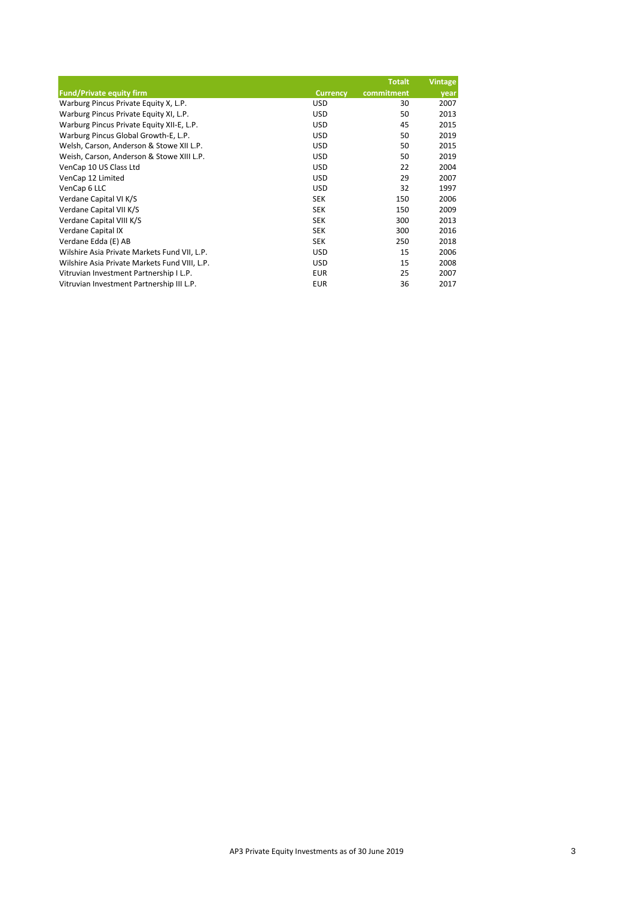| Fund/Private equity firm | Currency | Totalt commitment | Vintage year |
|---|---|---|---|
| Warburg Pincus Private Equity X, L.P. | USD | 30 | 2007 |
| Warburg Pincus Private Equity XI, L.P. | USD | 50 | 2013 |
| Warburg Pincus Private Equity XII-E, L.P. | USD | 45 | 2015 |
| Warburg Pincus Global Growth-E, L.P. | USD | 50 | 2019 |
| Welsh, Carson, Anderson & Stowe XII L.P. | USD | 50 | 2015 |
| Weish, Carson, Anderson & Stowe XIII L.P. | USD | 50 | 2019 |
| VenCap 10 US Class Ltd | USD | 22 | 2004 |
| VenCap 12 Limited | USD | 29 | 2007 |
| VenCap 6 LLC | USD | 32 | 1997 |
| Verdane Capital VI K/S | SEK | 150 | 2006 |
| Verdane Capital VII K/S | SEK | 150 | 2009 |
| Verdane Capital VIII K/S | SEK | 300 | 2013 |
| Verdane Capital IX | SEK | 300 | 2016 |
| Verdane Edda (E) AB | SEK | 250 | 2018 |
| Wilshire Asia Private Markets Fund VII, L.P. | USD | 15 | 2006 |
| Wilshire Asia Private Markets Fund VIII, L.P. | USD | 15 | 2008 |
| Vitruvian Investment Partnership I L.P. | EUR | 25 | 2007 |
| Vitruvian Investment Partnership III L.P. | EUR | 36 | 2017 |

AP3 Private Equity Investments as of 30 June 2019